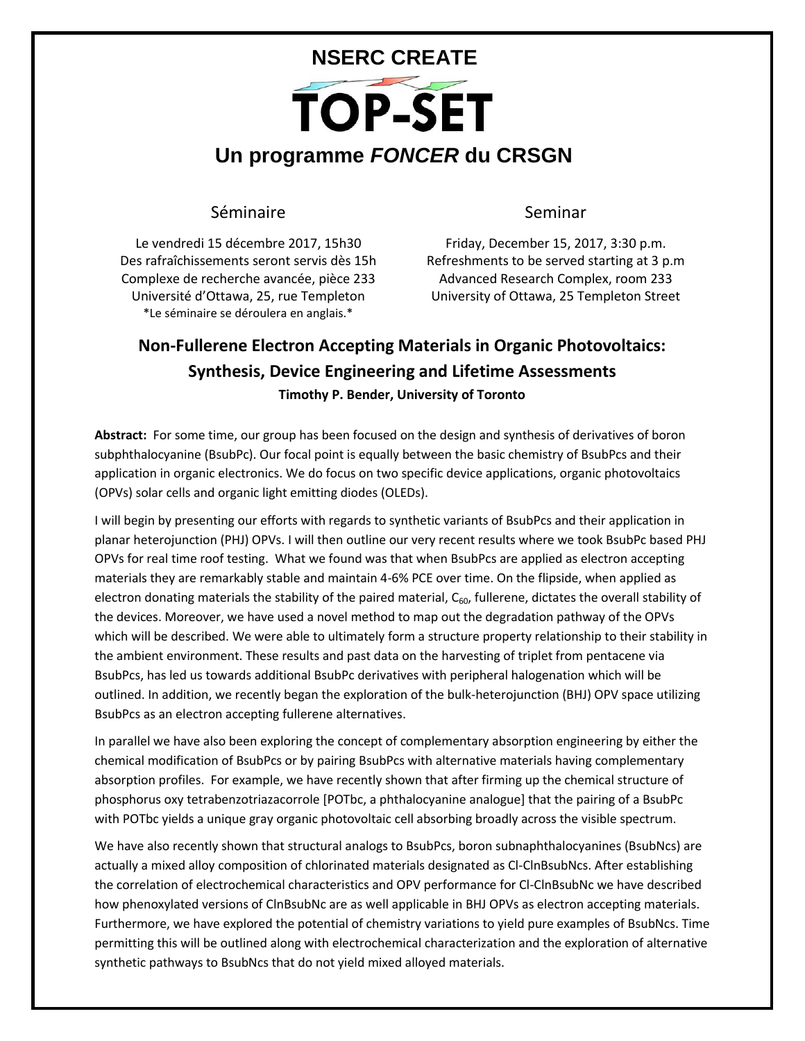# NSERC CREATE

# TOP-SET

## Un programme *FONCER* du CRSGN

### Séminaire

Le vendredi 15 décembre 2017, 15h30
Des rafraîchissements seront servis dès 15h
Complexe de recherche avancée, pièce 233
Université d'Ottawa, 25, rue Templeton
*Le séminaire se déroulera en anglais.*

### Seminar

Friday, December 15, 2017, 3:30 p.m.
Refreshments to be served starting at 3 p.m
Advanced Research Complex, room 233
University of Ottawa, 25 Templeton Street

## Non-Fullerene Electron Accepting Materials in Organic Photovoltaics: Synthesis, Device Engineering and Lifetime Assessments

**Timothy P. Bender, University of Toronto**

**Abstract:** For some time, our group has been focused on the design and synthesis of derivatives of boron subphthalocyanine (BsubPc). Our focal point is equally between the basic chemistry of BsubPcs and their application in organic electronics. We do focus on two specific device applications, organic photovoltaics (OPVs) solar cells and organic light emitting diodes (OLEDs).

I will begin by presenting our efforts with regards to synthetic variants of BsubPcs and their application in planar heterojunction (PHJ) OPVs. I will then outline our very recent results where we took BsubPc based PHJ OPVs for real time roof testing. What we found was that when BsubPcs are applied as electron accepting materials they are remarkably stable and maintain 4-6% PCE over time. On the flipside, when applied as electron donating materials the stability of the paired material, $C_{60}$, fullerene, dictates the overall stability of the devices. Moreover, we have used a novel method to map out the degradation pathway of the OPVs which will be described. We were able to ultimately form a structure property relationship to their stability in the ambient environment. These results and past data on the harvesting of triplet from pentacene via BsubPcs, has led us towards additional BsubPc derivatives with peripheral halogenation which will be outlined. In addition, we recently began the exploration of the bulk-heterojunction (BHJ) OPV space utilizing BsubPcs as an electron accepting fullerene alternatives.

In parallel we have also been exploring the concept of complementary absorption engineering by either the chemical modification of BsubPcs or by pairing BsubPcs with alternative materials having complementary absorption profiles. For example, we have recently shown that after firming up the chemical structure of phosphorus oxy tetrabenzotriazacorrole [POTbc, a phthalocyanine analogue] that the pairing of a BsubPc with POTbc yields a unique gray organic photovoltaic cell absorbing broadly across the visible spectrum.

We have also recently shown that structural analogs to BsubPcs, boron subnaphthalocyanines (BsubNcs) are actually a mixed alloy composition of chlorinated materials designated as Cl-ClnBsubNcs. After establishing the correlation of electrochemical characteristics and OPV performance for Cl-ClnBsubNc we have described how phenoxylated versions of ClnBsubNc are as well applicable in BHJ OPVs as electron accepting materials. Furthermore, we have explored the potential of chemistry variations to yield pure examples of BsubNcs. Time permitting this will be outlined along with electrochemical characterization and the exploration of alternative synthetic pathways to BsubNcs that do not yield mixed alloyed materials.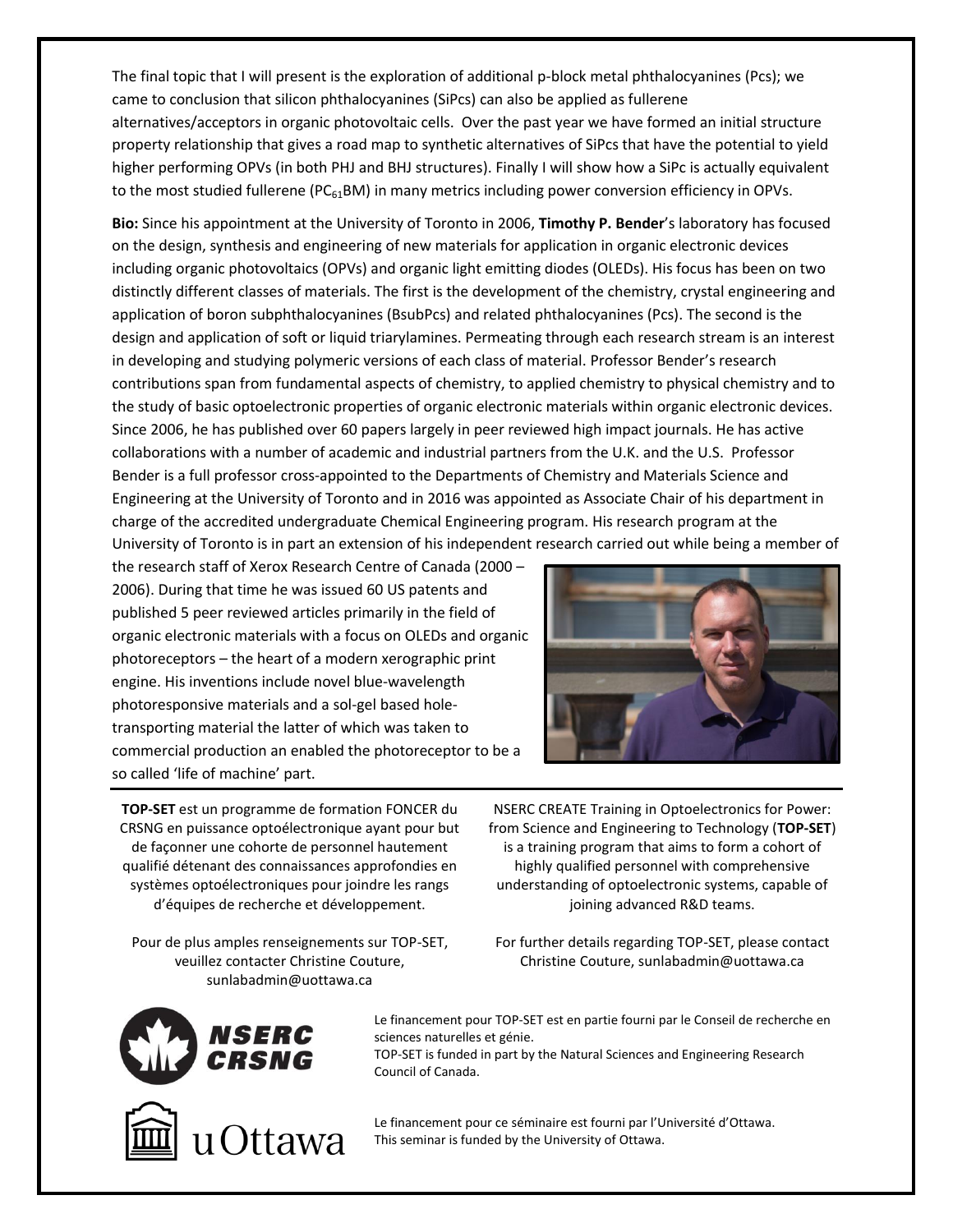The final topic that I will present is the exploration of additional p-block metal phthalocyanines (Pcs); we came to conclusion that silicon phthalocyanines (SiPcs) can also be applied as fullerene alternatives/acceptors in organic photovoltaic cells. Over the past year we have formed an initial structure property relationship that gives a road map to synthetic alternatives of SiPcs that have the potential to yield higher performing OPVs (in both PHJ and BHJ structures). Finally I will show how a SiPc is actually equivalent to the most studied fullerene ($PC_{61}BM$) in many metrics including power conversion efficiency in OPVs.

**Bio:** Since his appointment at the University of Toronto in 2006, **Timothy P. Bender**'s laboratory has focused on the design, synthesis and engineering of new materials for application in organic electronic devices including organic photovoltaics (OPVs) and organic light emitting diodes (OLEDs). His focus has been on two distinctly different classes of materials. The first is the development of the chemistry, crystal engineering and application of boron subphthalocyanines (BsubPcs) and related phthalocyanines (Pcs). The second is the design and application of soft or liquid triarylamines. Permeating through each research stream is an interest in developing and studying polymeric versions of each class of material. Professor Bender's research contributions span from fundamental aspects of chemistry, to applied chemistry to physical chemistry and to the study of basic optoelectronic properties of organic electronic materials within organic electronic devices. Since 2006, he has published over 60 papers largely in peer reviewed high impact journals. He has active collaborations with a number of academic and industrial partners from the U.K. and the U.S. Professor Bender is a full professor cross-appointed to the Departments of Chemistry and Materials Science and Engineering at the University of Toronto and in 2016 was appointed as Associate Chair of his department in charge of the accredited undergraduate Chemical Engineering program. His research program at the University of Toronto is in part an extension of his independent research carried out while being a member of the research staff of Xerox Research Centre of Canada (2000 – 2006). During that time he was issued 60 US patents and published 5 peer reviewed articles primarily in the field of organic electronic materials with a focus on OLEDs and organic photoreceptors – the heart of a modern xerographic print engine. His inventions include novel blue-wavelength photoresponsive materials and a sol-gel based hole-transporting material the latter of which was taken to commercial production an enabled the photoreceptor to be a so called 'life of machine' part.

---

**TOP-SET** est un programme de formation FONCER du CRSNG en puissance optoélectronique ayant pour but de façonner une cohorte de personnel hautement qualifié détenant des connaissances approfondies en systèmes optoélectroniques pour joindre les rangs d'équipes de recherche et développement.

Pour de plus amples renseignements sur TOP-SET, veuillez contacter Christine Couture, sunlabadmin@uottawa.ca

NSERC CREATE Training in Optoelectronics for Power: from Science and Engineering to Technology (**TOP-SET**) is a training program that aims to form a cohort of highly qualified personnel with comprehensive understanding of optoelectronic systems, capable of joining advanced R&D teams.

For further details regarding TOP-SET, please contact Christine Couture, sunlabadmin@uottawa.ca

NSERC CRSNG

Le financement pour TOP-SET est en partie fourni par le Conseil de recherche en sciences naturelles et génie.
TOP-SET is funded in part by the Natural Sciences and Engineering Research Council of Canada.

uOttawa

Le financement pour ce séminaire est fourni par l'Université d'Ottawa.
This seminar is funded by the University of Ottawa.